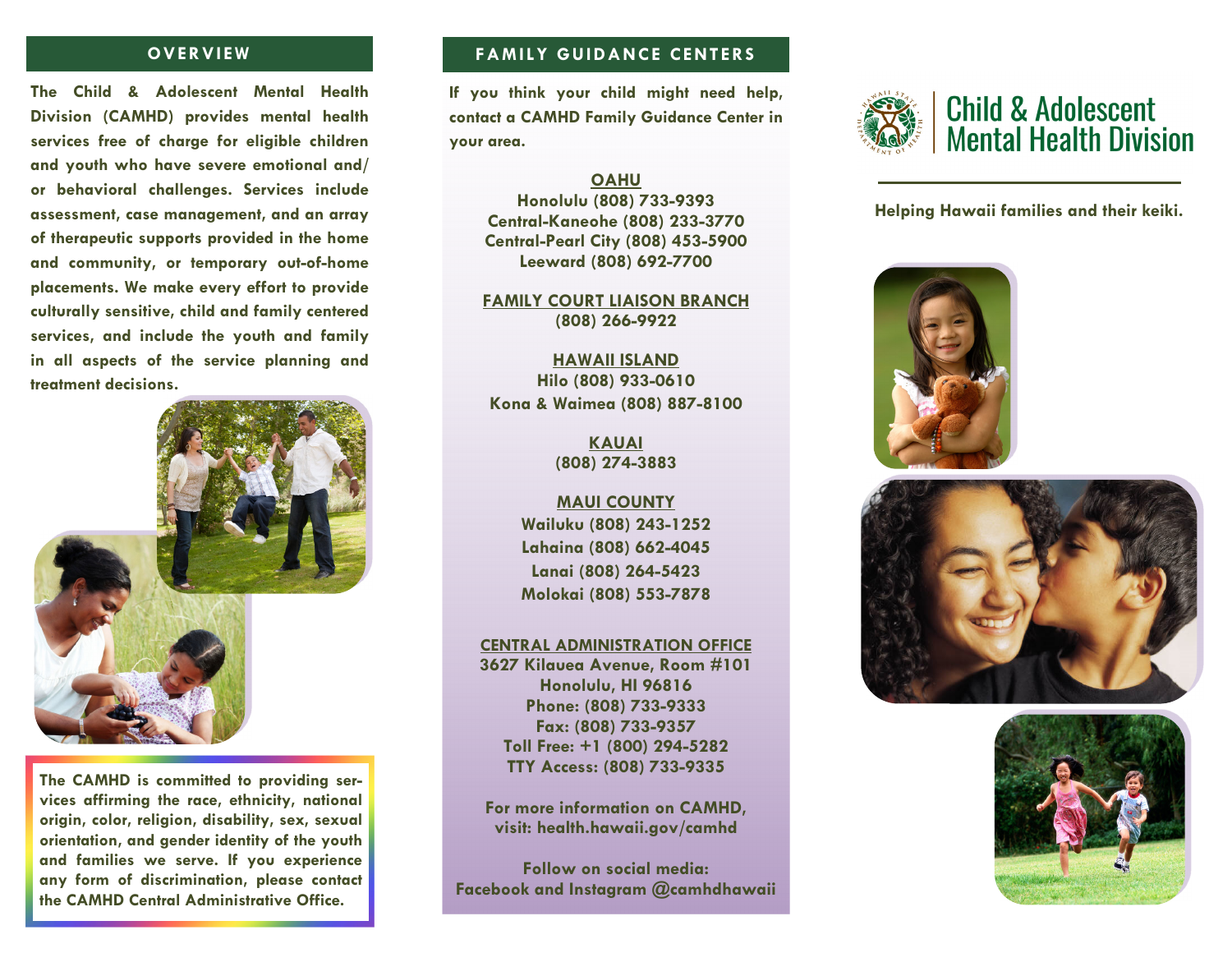## OVERVIEW

The Child & Adolescent Mental Health Division (CAMHD) provides mental health services free of charge for eligible children and youth who have severe emotional and/or behavioral challenges. Services include assessment, case management, and an array of therapeutic supports provided in the home and community, or temporary out-of-home placements. We make every effort to provide culturally sensitive, child and family centered services, and include the youth and family in all aspects of the service planning and treatment decisions.

The CAMHD is committed to providing services affirming the race, ethnicity, national origin, color, religion, disability, sex, sexual orientation, and gender identity of the youth and families we serve. If you experience any form of discrimination, please contact the CAMHD Central Administrative Office.

## FAMILY GUIDANCE CENTERS

If you think your child might need help, contact a CAMHD Family Guidance Center in your area.

**OAHU**
Honolulu (808) 733-9393
Central-Kaneohe (808) 233-3770
Central-Pearl City (808) 453-5900
Leeward (808) 692-7700

**FAMILY COURT LIAISON BRANCH**
(808) 266-9922

**HAWAII ISLAND**
Hilo (808) 933-0610
Kona & Waimea (808) 887-8100

**KAUAI**
(808) 274-3883

**MAUI COUNTY**
Wailuku (808) 243-1252
Lahaina (808) 662-4045
Lanai (808) 264-5423
Molokai (808) 553-7878

**CENTRAL ADMINISTRATION OFFICE**
3627 Kilauea Avenue, Room #101
Honolulu, HI 96816
Phone: (808) 733-9333
Fax: (808) 733-9357
Toll Free: +1 (800) 294-5282
TTY Access: (808) 733-9335

For more information on CAMHD, visit: health.hawaii.gov/camhd

Follow on social media:
Facebook and Instagram @camhdhawaii

# Child & Adolescent Mental Health Division

Helping Hawaii families and their keiki.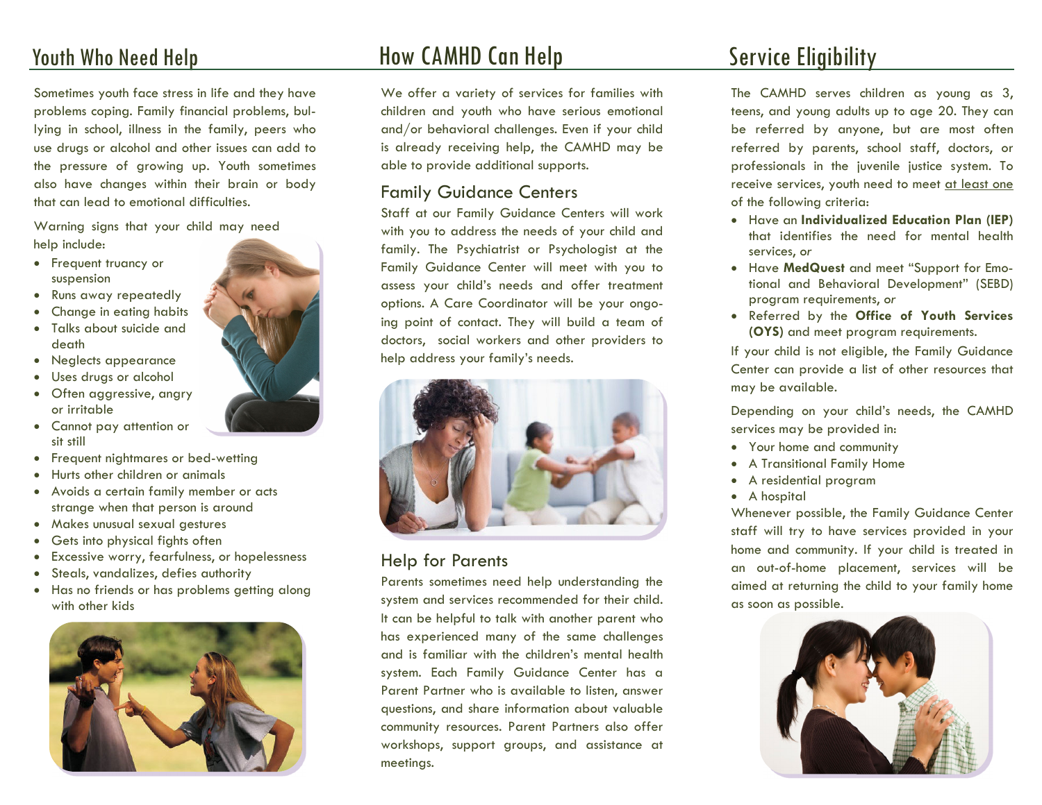## Youth Who Need Help

Sometimes youth face stress in life and they have problems coping. Family financial problems, bullying in school, illness in the family, peers who use drugs or alcohol and other issues can add to the pressure of growing up. Youth sometimes also have changes within their brain or body that can lead to emotional difficulties.

Warning signs that your child may need help include:

- Frequent truancy or suspension
- Runs away repeatedly
- Change in eating habits
- Talks about suicide and death
- Neglects appearance
- Uses drugs or alcohol
- Often aggressive, angry or irritable
- Cannot pay attention or sit still
- Frequent nightmares or bed-wetting
- Hurts other children or animals
- Avoids a certain family member or acts strange when that person is around
- Makes unusual sexual gestures
- Gets into physical fights often
- Excessive worry, fearfulness, or hopelessness
- Steals, vandalizes, defies authority
- Has no friends or has problems getting along with other kids

## How CAMHD Can Help

We offer a variety of services for families with children and youth who have serious emotional and/or behavioral challenges. Even if your child is already receiving help, the CAMHD may be able to provide additional supports.

### Family Guidance Centers

Staff at our Family Guidance Centers will work with you to address the needs of your child and family. The Psychiatrist or Psychologist at the Family Guidance Center will meet with you to assess your child's needs and offer treatment options. A Care Coordinator will be your ongoing point of contact. They will build a team of doctors, social workers and other providers to help address your family's needs.

### Help for Parents

Parents sometimes need help understanding the system and services recommended for their child. It can be helpful to talk with another parent who has experienced many of the same challenges and is familiar with the children's mental health system. Each Family Guidance Center has a Parent Partner who is available to listen, answer questions, and share information about valuable community resources. Parent Partners also offer workshops, support groups, and assistance at meetings.

## Service Eligibility

The CAMHD serves children as young as 3, teens, and young adults up to age 20. They can be referred by anyone, but are most often referred by parents, school staff, doctors, or professionals in the juvenile justice system. To receive services, youth need to meet <u>at least one</u> of the following criteria:

- Have an **Individualized Education Plan (IEP)** that identifies the need for mental health services, *or*
- Have **MedQuest** and meet "Support for Emotional and Behavioral Development" (SEBD) program requirements, *or*
- Referred by the **Office of Youth Services (OYS)** and meet program requirements.

If your child is not eligible, the Family Guidance Center can provide a list of other resources that may be available.

Depending on your child's needs, the CAMHD services may be provided in:

- Your home and community
- A Transitional Family Home
- A residential program
- A hospital

Whenever possible, the Family Guidance Center staff will try to have services provided in your home and community. If your child is treated in an out-of-home placement, services will be aimed at returning the child to your family home as soon as possible.